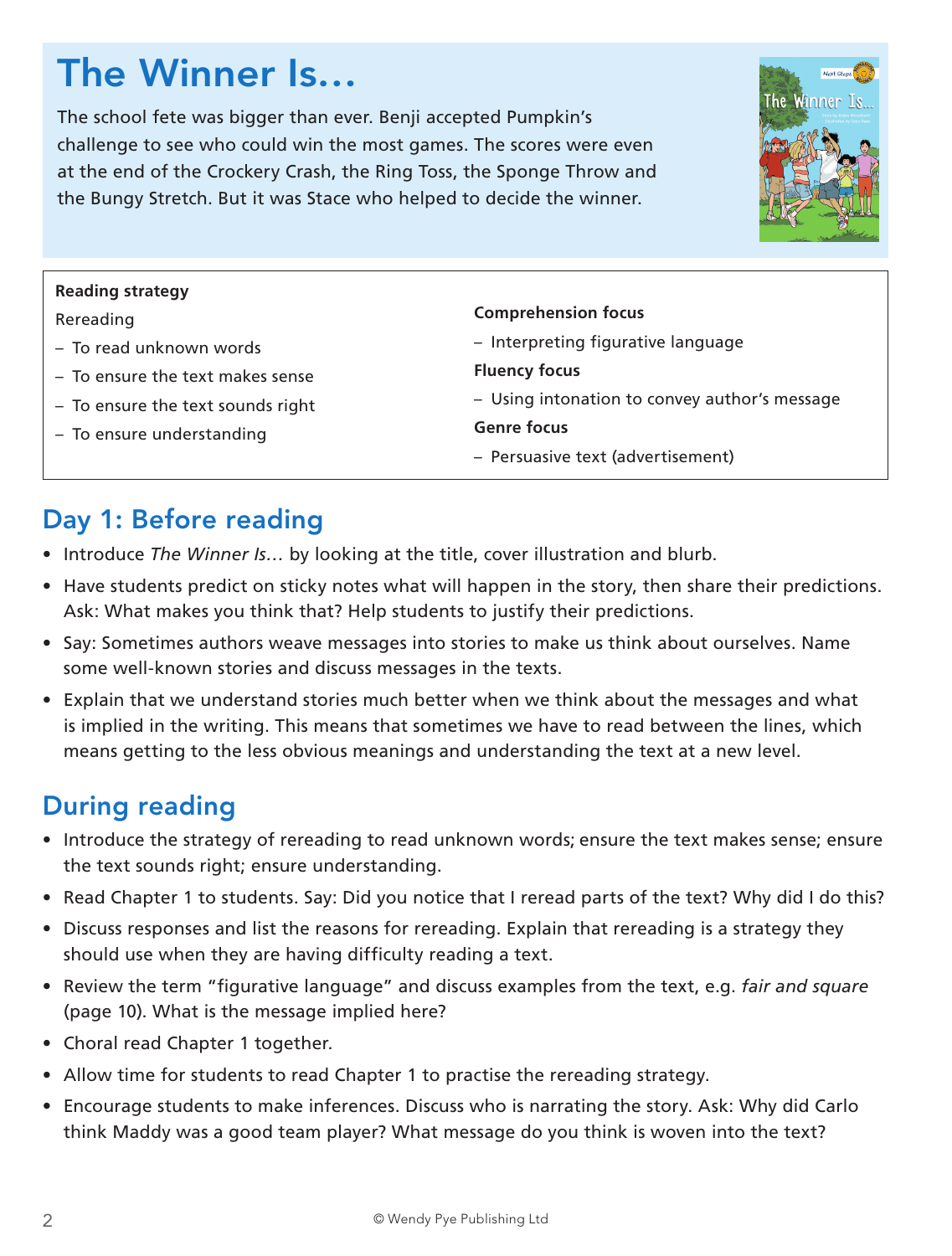# The Winner Is…

The school fete was bigger than ever. Benji accepted Pumpkin's challenge to see who could win the most games. The scores were even at the end of the Crockery Crash, the Ring Toss, the Sponge Throw and the Bungy Stretch. But it was Stace who helped to decide the winner.

**Reading strategy**

Rereading

- To read unknown words
- To ensure the text makes sense
- To ensure the text sounds right
- To ensure understanding

**Comprehension focus**

- Interpreting figurative language

**Fluency focus**

- Using intonation to convey author's message

**Genre focus**

- Persuasive text (advertisement)

## Day 1: Before reading

- Introduce *The Winner Is…* by looking at the title, cover illustration and blurb.
- Have students predict on sticky notes what will happen in the story, then share their predictions. Ask: What makes you think that? Help students to justify their predictions.
- Say: Sometimes authors weave messages into stories to make us think about ourselves. Name some well-known stories and discuss messages in the texts.
- Explain that we understand stories much better when we think about the messages and what is implied in the writing. This means that sometimes we have to read between the lines, which means getting to the less obvious meanings and understanding the text at a new level.

## During reading

- Introduce the strategy of rereading to read unknown words; ensure the text makes sense; ensure the text sounds right; ensure understanding.
- Read Chapter 1 to students. Say: Did you notice that I reread parts of the text? Why did I do this?
- Discuss responses and list the reasons for rereading. Explain that rereading is a strategy they should use when they are having difficulty reading a text.
- Review the term "figurative language" and discuss examples from the text, e.g. *fair and square* (page 10). What is the message implied here?
- Choral read Chapter 1 together.
- Allow time for students to read Chapter 1 to practise the rereading strategy.
- Encourage students to make inferences. Discuss who is narrating the story. Ask: Why did Carlo think Maddy was a good team player? What message do you think is woven into the text?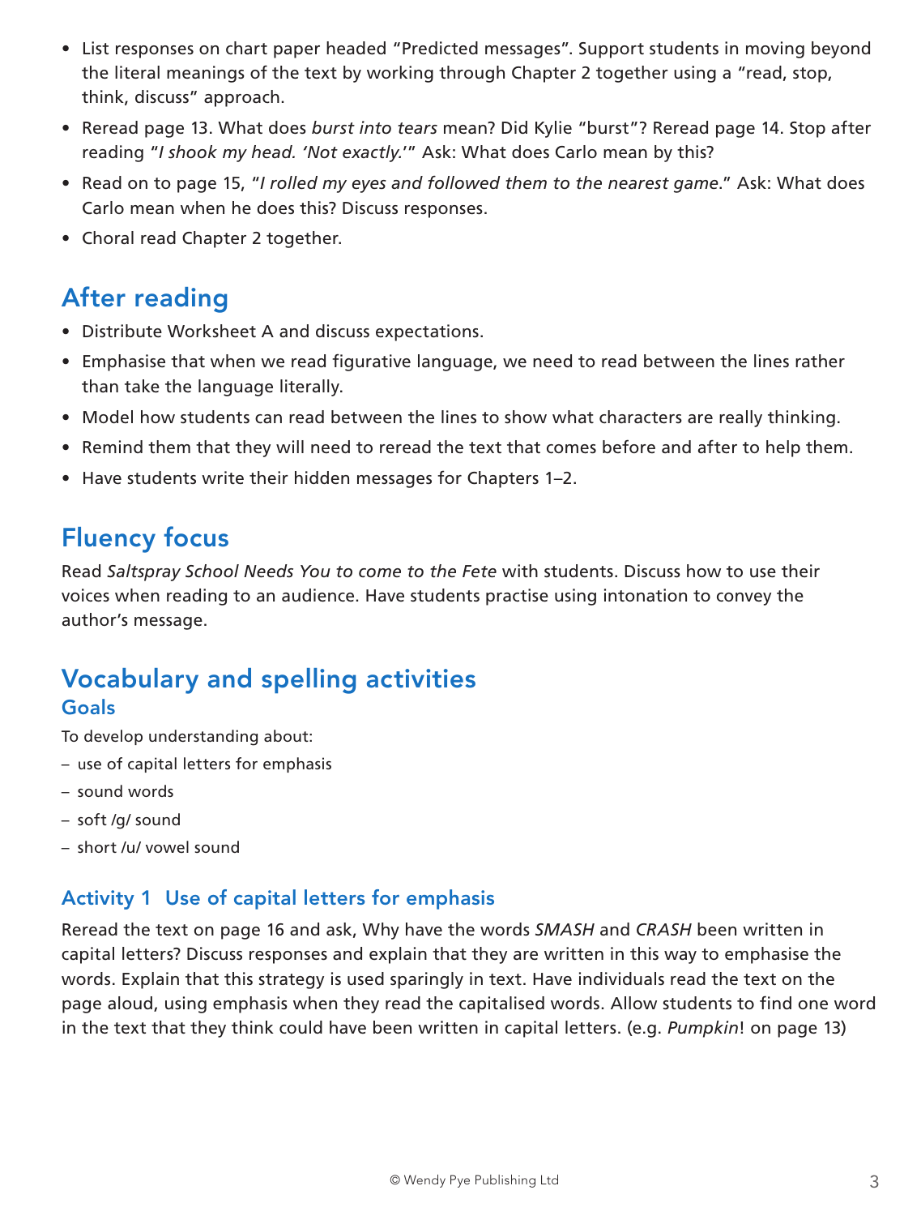- List responses on chart paper headed “Predicted messages”. Support students in moving beyond the literal meanings of the text by working through Chapter 2 together using a “read, stop, think, discuss” approach.
- Reread page 13. What does *burst into tears* mean? Did Kylie “burst”? Reread page 14. Stop after reading “*I shook my head. ‘Not exactly.’*” Ask: What does Carlo mean by this?
- Read on to page 15, “*I rolled my eyes and followed them to the nearest game*.” Ask: What does Carlo mean when he does this? Discuss responses.
- Choral read Chapter 2 together.

## After reading

- Distribute Worksheet A and discuss expectations.
- Emphasise that when we read figurative language, we need to read between the lines rather than take the language literally.
- Model how students can read between the lines to show what characters are really thinking.
- Remind them that they will need to reread the text that comes before and after to help them.
- Have students write their hidden messages for Chapters 1–2.

## Fluency focus

Read *Saltspray School Needs You to come to the Fete* with students. Discuss how to use their voices when reading to an audience. Have students practise using intonation to convey the author’s message.

## Vocabulary and spelling activities

### Goals

To develop understanding about:

- use of capital letters for emphasis
- sound words
- soft /g/ sound
- short /u/ vowel sound

### Activity 1 Use of capital letters for emphasis

Reread the text on page 16 and ask, Why have the words *SMASH* and *CRASH* been written in capital letters? Discuss responses and explain that they are written in this way to emphasise the words. Explain that this strategy is used sparingly in text. Have individuals read the text on the page aloud, using emphasis when they read the capitalised words. Allow students to find one word in the text that they think could have been written in capital letters. (e.g. *Pumpkin*! on page 13)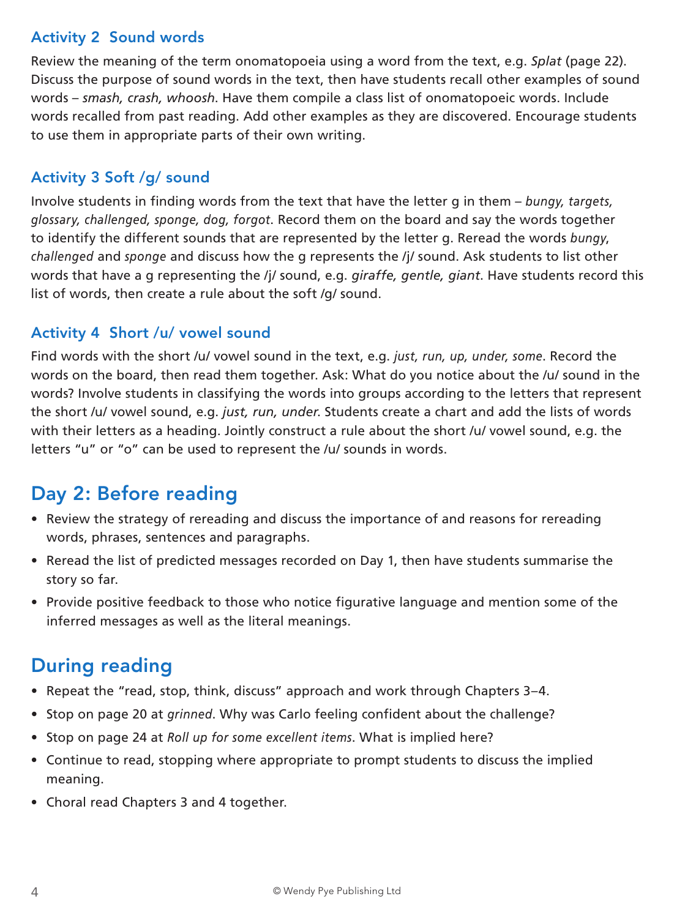### Activity 2 Sound words

Review the meaning of the term onomatopoeia using a word from the text, e.g. *Splat* (page 22). Discuss the purpose of sound words in the text, then have students recall other examples of sound words – *smash, crash, whoosh*. Have them compile a class list of onomatopoeic words. Include words recalled from past reading. Add other examples as they are discovered. Encourage students to use them in appropriate parts of their own writing.

### Activity 3 Soft /g/ sound

Involve students in finding words from the text that have the letter g in them – *bungy, targets, glossary, challenged, sponge, dog, forgot*. Record them on the board and say the words together to identify the different sounds that are represented by the letter g. Reread the words *bungy*, *challenged* and *sponge* and discuss how the g represents the /j/ sound. Ask students to list other words that have a g representing the /j/ sound, e.g. *giraffe, gentle, giant*. Have students record this list of words, then create a rule about the soft /g/ sound.

### Activity 4 Short /u/ vowel sound

Find words with the short /u/ vowel sound in the text, e.g. *just, run, up, under, some*. Record the words on the board, then read them together. Ask: What do you notice about the /u/ sound in the words? Involve students in classifying the words into groups according to the letters that represent the short /u/ vowel sound, e.g. *just, run, under*. Students create a chart and add the lists of words with their letters as a heading. Jointly construct a rule about the short /u/ vowel sound, e.g. the letters "u" or "o" can be used to represent the /u/ sounds in words.

## Day 2: Before reading

- Review the strategy of rereading and discuss the importance of and reasons for rereading words, phrases, sentences and paragraphs.
- Reread the list of predicted messages recorded on Day 1, then have students summarise the story so far.
- Provide positive feedback to those who notice figurative language and mention some of the inferred messages as well as the literal meanings.

## During reading

- Repeat the "read, stop, think, discuss" approach and work through Chapters 3–4.
- Stop on page 20 at *grinned*. Why was Carlo feeling confident about the challenge?
- Stop on page 24 at *Roll up for some excellent items*. What is implied here?
- Continue to read, stopping where appropriate to prompt students to discuss the implied meaning.
- Choral read Chapters 3 and 4 together.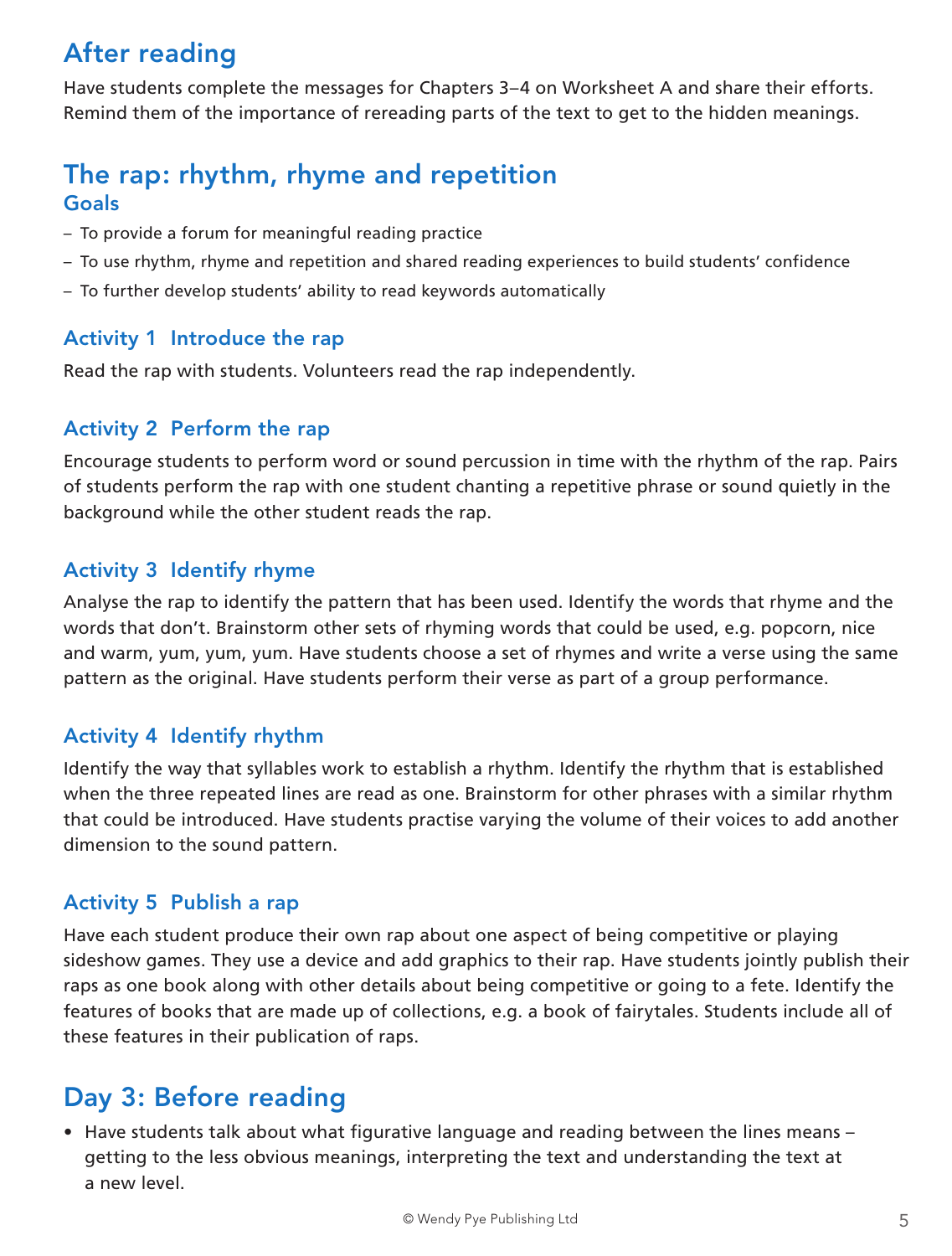## After reading

Have students complete the messages for Chapters 3–4 on Worksheet A and share their efforts. Remind them of the importance of rereading parts of the text to get to the hidden meanings.

## The rap: rhythm, rhyme and repetition

### Goals

- To provide a forum for meaningful reading practice
- To use rhythm, rhyme and repetition and shared reading experiences to build students' confidence
- To further develop students' ability to read keywords automatically

### Activity 1 Introduce the rap

Read the rap with students. Volunteers read the rap independently.

### Activity 2 Perform the rap

Encourage students to perform word or sound percussion in time with the rhythm of the rap. Pairs of students perform the rap with one student chanting a repetitive phrase or sound quietly in the background while the other student reads the rap.

### Activity 3 Identify rhyme

Analyse the rap to identify the pattern that has been used. Identify the words that rhyme and the words that don't. Brainstorm other sets of rhyming words that could be used, e.g. popcorn, nice and warm, yum, yum, yum. Have students choose a set of rhymes and write a verse using the same pattern as the original. Have students perform their verse as part of a group performance.

### Activity 4 Identify rhythm

Identify the way that syllables work to establish a rhythm. Identify the rhythm that is established when the three repeated lines are read as one. Brainstorm for other phrases with a similar rhythm that could be introduced. Have students practise varying the volume of their voices to add another dimension to the sound pattern.

### Activity 5 Publish a rap

Have each student produce their own rap about one aspect of being competitive or playing sideshow games. They use a device and add graphics to their rap. Have students jointly publish their raps as one book along with other details about being competitive or going to a fete. Identify the features of books that are made up of collections, e.g. a book of fairytales. Students include all of these features in their publication of raps.

## Day 3: Before reading

- Have students talk about what figurative language and reading between the lines means – getting to the less obvious meanings, interpreting the text and understanding the text at a new level.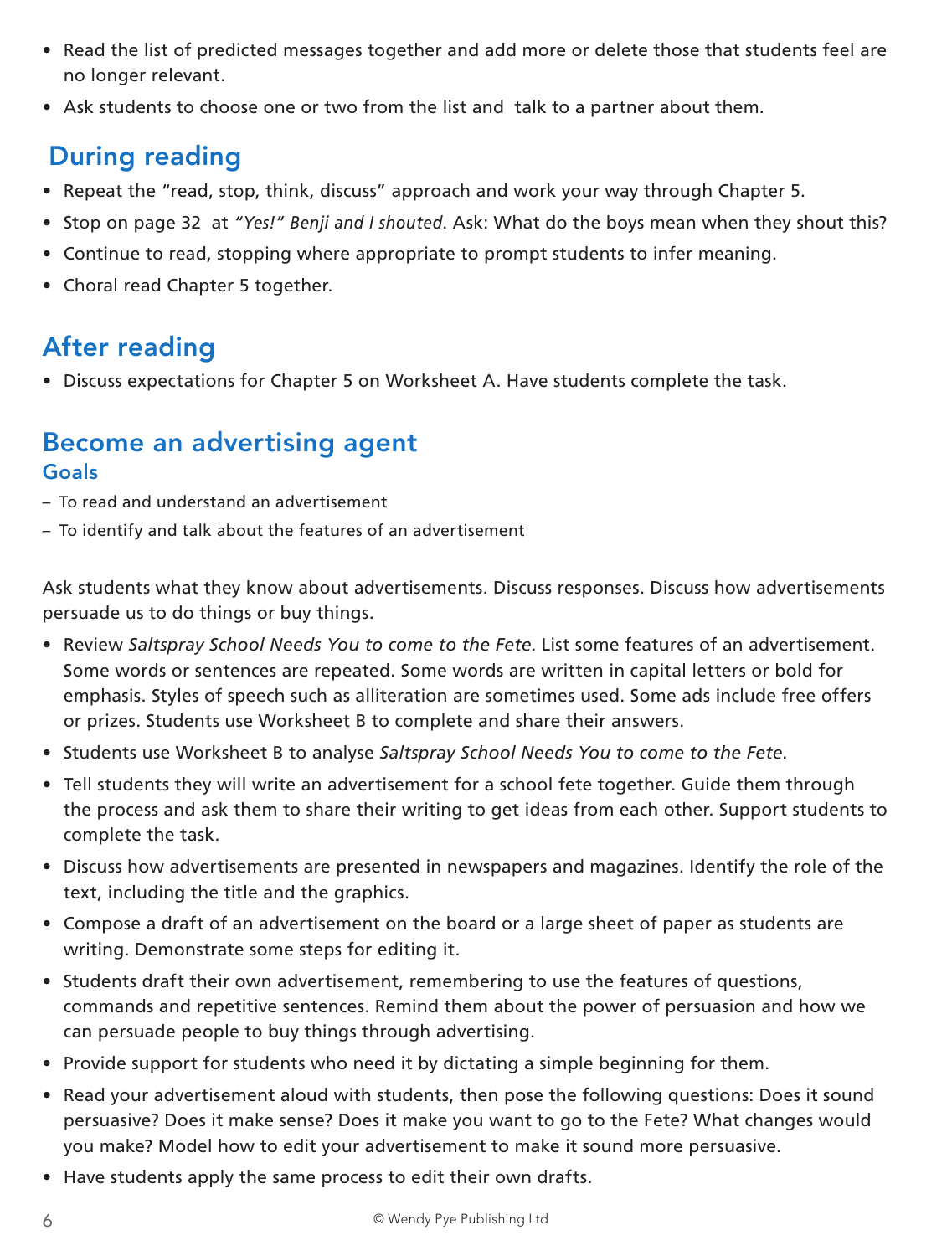- Read the list of predicted messages together and add more or delete those that students feel are no longer relevant.
- Ask students to choose one or two from the list and talk to a partner about them.

## During reading

- Repeat the "read, stop, think, discuss" approach and work your way through Chapter 5.
- Stop on page 32 at *"Yes!" Benji and I shouted*. Ask: What do the boys mean when they shout this?
- Continue to read, stopping where appropriate to prompt students to infer meaning.
- Choral read Chapter 5 together.

## After reading

- Discuss expectations for Chapter 5 on Worksheet A. Have students complete the task.

## Become an advertising agent

### Goals

– To read and understand an advertisement

– To identify and talk about the features of an advertisement

Ask students what they know about advertisements. Discuss responses. Discuss how advertisements persuade us to do things or buy things.

- Review *Saltspray School Needs You to come to the Fete*. List some features of an advertisement. Some words or sentences are repeated. Some words are written in capital letters or bold for emphasis. Styles of speech such as alliteration are sometimes used. Some ads include free offers or prizes. Students use Worksheet B to complete and share their answers.
- Students use Worksheet B to analyse *Saltspray School Needs You to come to the Fete.*
- Tell students they will write an advertisement for a school fete together. Guide them through the process and ask them to share their writing to get ideas from each other. Support students to complete the task.
- Discuss how advertisements are presented in newspapers and magazines. Identify the role of the text, including the title and the graphics.
- Compose a draft of an advertisement on the board or a large sheet of paper as students are writing. Demonstrate some steps for editing it.
- Students draft their own advertisement, remembering to use the features of questions, commands and repetitive sentences. Remind them about the power of persuasion and how we can persuade people to buy things through advertising.
- Provide support for students who need it by dictating a simple beginning for them.
- Read your advertisement aloud with students, then pose the following questions: Does it sound persuasive? Does it make sense? Does it make you want to go to the Fete? What changes would you make? Model how to edit your advertisement to make it sound more persuasive.
- Have students apply the same process to edit their own drafts.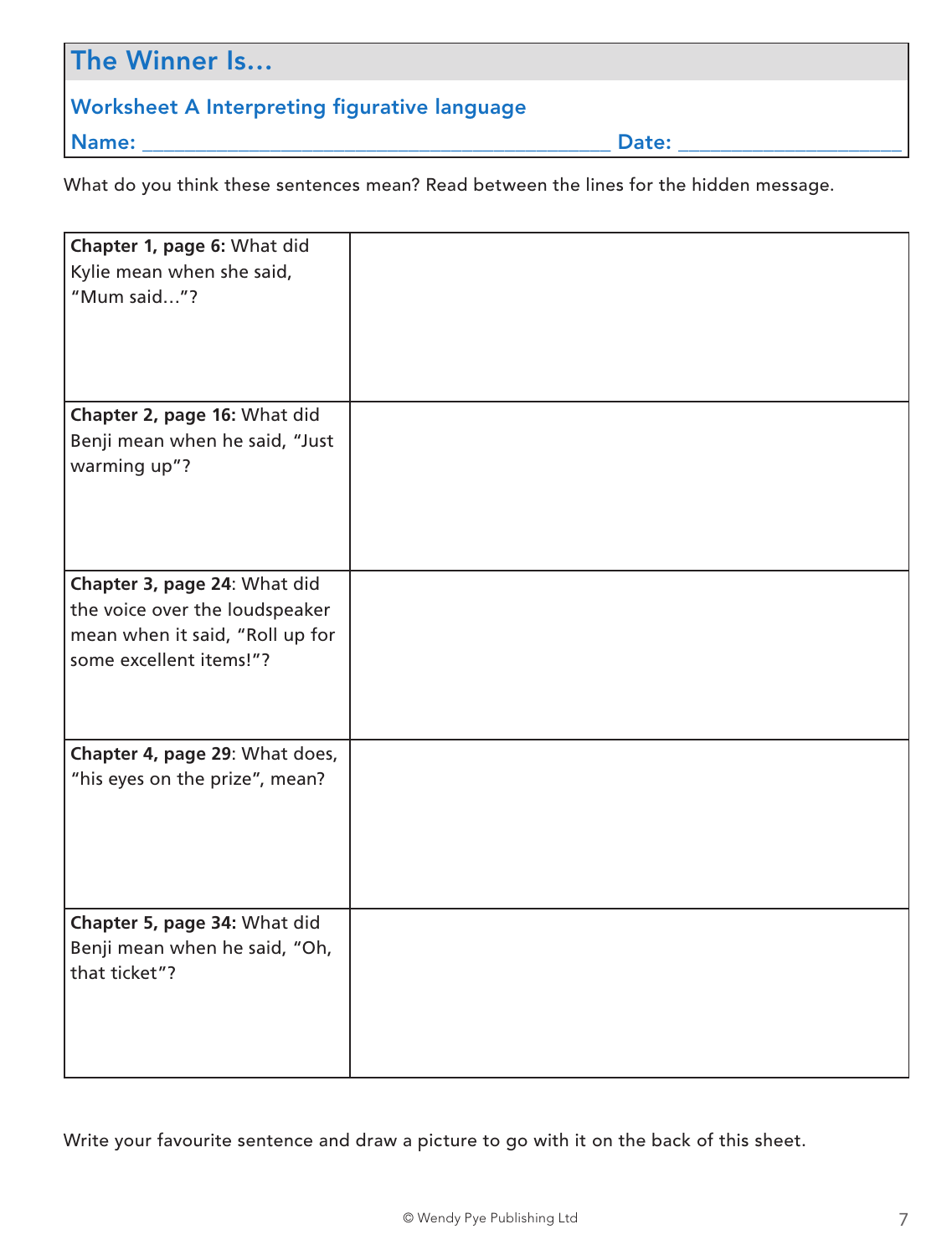# The Winner Is…

## Worksheet A Interpreting figurative language

**Name:** ________________________________________ **Date:** ____________________

What do you think these sentences mean? Read between the lines for the hidden message.

| | |
|---|---|
| **Chapter 1, page 6:** What did Kylie mean when she said, "Mum said…"? | |
| **Chapter 2, page 16:** What did Benji mean when he said, "Just warming up"? | |
| **Chapter 3, page 24**: What did the voice over the loudspeaker mean when it said, "Roll up for some excellent items!"? | |
| **Chapter 4, page 29**: What does, "his eyes on the prize", mean? | |
| **Chapter 5, page 34:** What did Benji mean when he said, "Oh, that ticket"? | |

Write your favourite sentence and draw a picture to go with it on the back of this sheet.

© Wendy Pye Publishing Ltd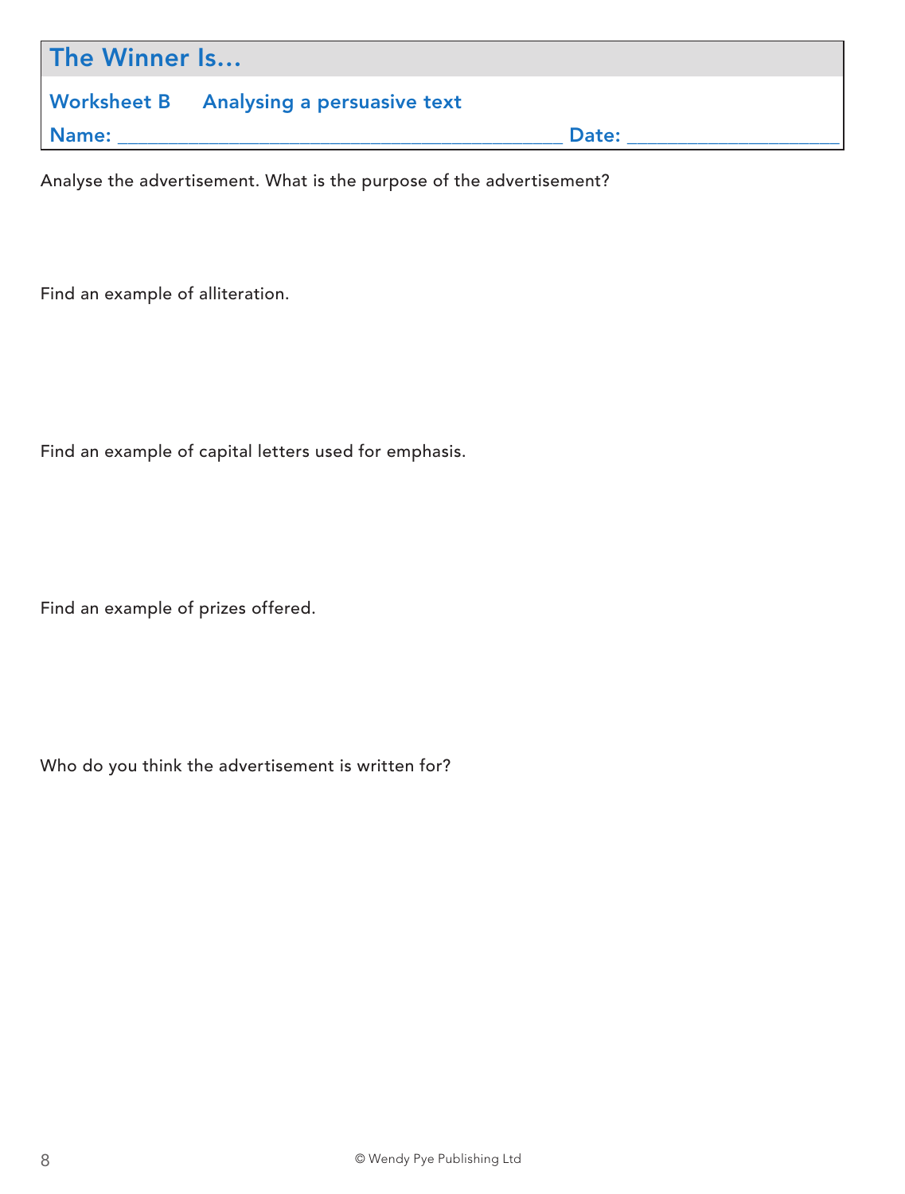# The Winner Is...

## Worksheet B Analysing a persuasive text

**Name:** ________________________________________ **Date:** ____________________

Analyse the advertisement. What is the purpose of the advertisement?

Find an example of alliteration.

Find an example of capital letters used for emphasis.

Find an example of prizes offered.

Who do you think the advertisement is written for?

© Wendy Pye Publishing Ltd